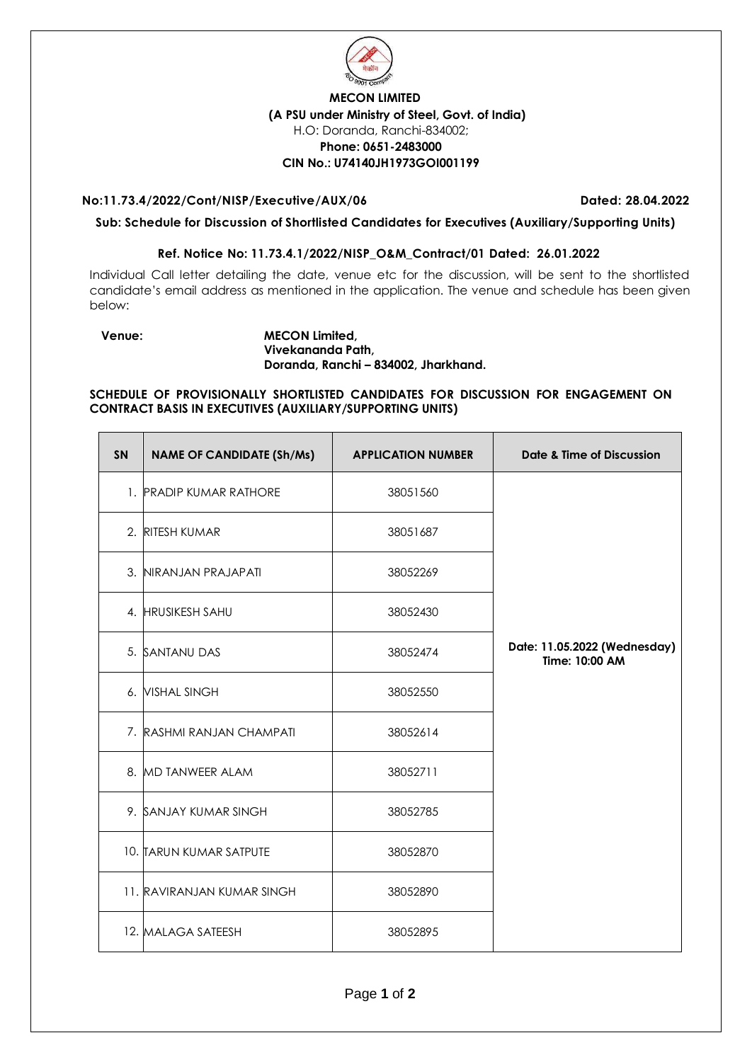**MECON LIMITED**
**(A PSU under Ministry of Steel, Govt. of India)**
H.O: Doranda, Ranchi-834002;
**Phone: 0651-2483000**
**CIN No.: U74140JH1973GOI001199**

**No:11.73.4/2022/Cont/NISP/Executive/AUX/06** **Dated: 28.04.2022**

**Sub: Schedule for Discussion of Shortlisted Candidates for Executives (Auxiliary/Supporting Units)**

**Ref. Notice No: 11.73.4.1/2022/NISP_O&M_Contract/01 Dated: 26.01.2022**

Individual Call letter detailing the date, venue etc for the discussion, will be sent to the shortlisted candidate's email address as mentioned in the application. The venue and schedule has been given below:

**Venue:** **MECON Limited,**
**Vivekananda Path,**
**Doranda, Ranchi – 834002, Jharkhand.**

**SCHEDULE OF PROVISIONALLY SHORTLISTED CANDIDATES FOR DISCUSSION FOR ENGAGEMENT ON CONTRACT BASIS IN EXECUTIVES (AUXILIARY/SUPPORTING UNITS)**

| SN | NAME OF CANDIDATE (Sh/Ms) | APPLICATION NUMBER | Date & Time of Discussion |
|---|---|---|---|
| 1. | PRADIP KUMAR RATHORE | 38051560 | Date: 11.05.2022 (Wednesday) Time: 10:00 AM |
| 2. | RITESH KUMAR | 38051687 | |
| 3. | NIRANJAN PRAJAPATI | 38052269 | |
| 4. | HRUSIKESH SAHU | 38052430 | |
| 5. | SANTANU DAS | 38052474 | |
| 6. | VISHAL SINGH | 38052550 | |
| 7. | RASHMI RANJAN CHAMPATI | 38052614 | |
| 8. | MD TANWEER ALAM | 38052711 | |
| 9. | SANJAY KUMAR SINGH | 38052785 | |
| 10. | TARUN KUMAR SATPUTE | 38052870 | |
| 11. | RAVIRANJAN KUMAR SINGH | 38052890 | |
| 12. | MALAGA SATEESH | 38052895 | |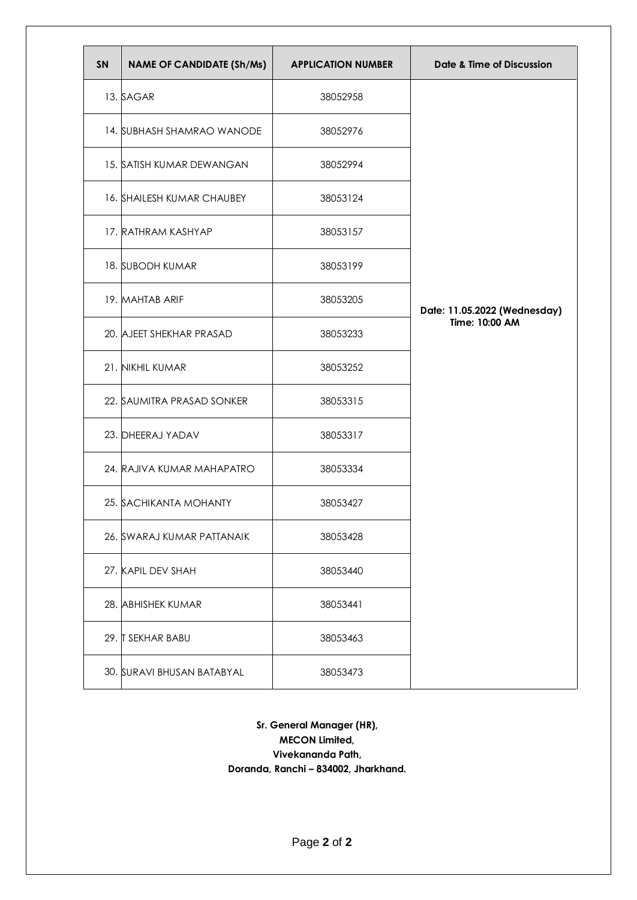| SN | NAME OF CANDIDATE (Sh/Ms) | APPLICATION NUMBER | Date & Time of Discussion |
|---|---|---|---|
| 13. | SAGAR | 38052958 | Date: 11.05.2022 (Wednesday) Time: 10:00 AM |
| 14. | SUBHASH SHAMRAO WANODE | 38052976 | |
| 15. | SATISH KUMAR DEWANGAN | 38052994 | |
| 16. | SHAILESH KUMAR CHAUBEY | 38053124 | |
| 17. | RATHRAM KASHYAP | 38053157 | |
| 18. | SUBODH KUMAR | 38053199 | |
| 19. | MAHTAB ARIF | 38053205 | |
| 20. | AJEET SHEKHAR PRASAD | 38053233 | |
| 21. | NIKHIL KUMAR | 38053252 | |
| 22. | SAUMITRA PRASAD SONKER | 38053315 | |
| 23. | DHEERAJ YADAV | 38053317 | |
| 24. | RAJIVA KUMAR MAHAPATRO | 38053334 | |
| 25. | SACHIKANTA MOHANTY | 38053427 | |
| 26. | SWARAJ KUMAR PATTANAIK | 38053428 | |
| 27. | KAPIL DEV SHAH | 38053440 | |
| 28. | ABHISHEK KUMAR | 38053441 | |
| 29. | T SEKHAR BABU | 38053463 | |
| 30. | SURAVI BHUSAN BATABYAL | 38053473 | |

**Sr. General Manager (HR),**
**MECON Limited,**
**Vivekananda Path,**
**Doranda, Ranchi – 834002, Jharkhand.**